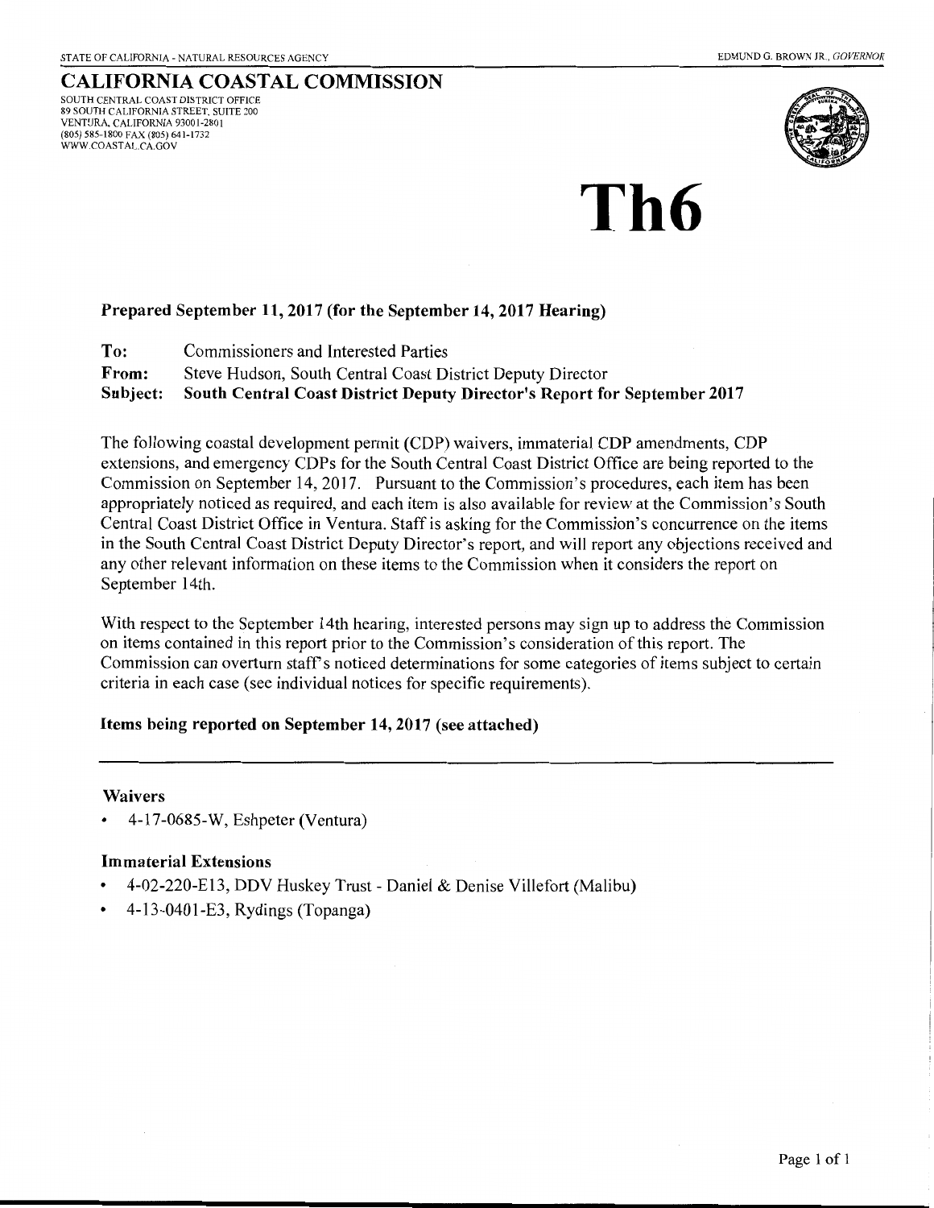STATE OF CALIFORNIA - NATURAL RESOURCES AGENCY

EDMUND G. BROWN JR., *GOVERNOR*

# CALIFORNIA COASTAL COMMISSION

SOUTH CENTRAL COAST DISTRICT OFFICE
89 SOUTH CALIFORNIA STREET, SUITE 200
VENTURA, CALIFORNIA 93001-2801
(805) 585-1800 FAX (805) 641-1732
WWW.COASTAL.CA.GOV

# Th6

**Prepared September 11, 2017 (for the September 14, 2017 Hearing)**

**To:** Commissioners and Interested Parties
**From:** Steve Hudson, South Central Coast District Deputy Director
**Subject: South Central Coast District Deputy Director's Report for September 2017**

The following coastal development permit (CDP) waivers, immaterial CDP amendments, CDP extensions, and emergency CDPs for the South Central Coast District Office are being reported to the Commission on September 14, 2017. Pursuant to the Commission's procedures, each item has been appropriately noticed as required, and each item is also available for review at the Commission's South Central Coast District Office in Ventura. Staff is asking for the Commission's concurrence on the items in the South Central Coast District Deputy Director's report, and will report any objections received and any other relevant information on these items to the Commission when it considers the report on September 14th.

With respect to the September 14th hearing, interested persons may sign up to address the Commission on items contained in this report prior to the Commission's consideration of this report. The Commission can overturn staff's noticed determinations for some categories of items subject to certain criteria in each case (see individual notices for specific requirements).

**Items being reported on September 14, 2017 (see attached)**

---

### Waivers

- 4-17-0685-W, Eshpeter (Ventura)

### Immaterial Extensions

- 4-02-220-E13, DDV Huskey Trust - Daniel & Denise Villefort (Malibu)
- 4-13-0401-E3, Rydings (Topanga)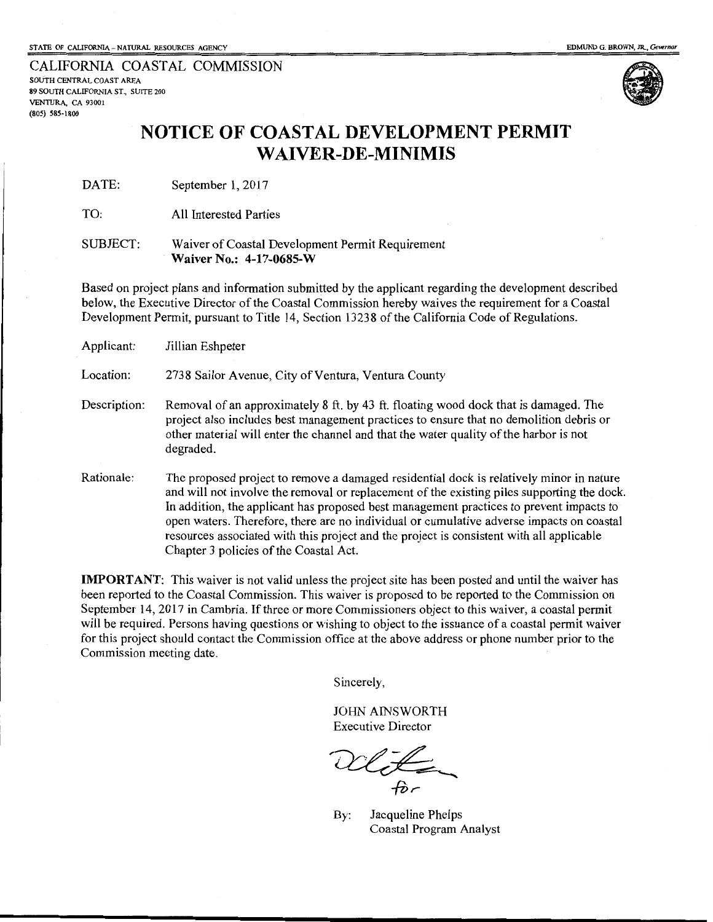STATE OF CALIFORNIA – NATURAL RESOURCES AGENCY

EDMUND G. BROWN, JR., *Governor*

CALIFORNIA COASTAL COMMISSION
SOUTH CENTRAL COAST AREA
89 SOUTH CALIFORNIA ST., SUITE 200
VENTURA, CA 93001
(805) 585-1800

# NOTICE OF COASTAL DEVELOPMENT PERMIT WAIVER-DE-MINIMIS

DATE: September 1, 2017

TO: All Interested Parties

SUBJECT: Waiver of Coastal Development Permit Requirement
**Waiver No.: 4-17-0685-W**

Based on project plans and information submitted by the applicant regarding the development described below, the Executive Director of the Coastal Commission hereby waives the requirement for a Coastal Development Permit, pursuant to Title 14, Section 13238 of the California Code of Regulations.

Applicant: Jillian Eshpeter

Location: 2738 Sailor Avenue, City of Ventura, Ventura County

Description: Removal of an approximately 8 ft. by 43 ft. floating wood dock that is damaged. The project also includes best management practices to ensure that no demolition debris or other material will enter the channel and that the water quality of the harbor is not degraded.

Rationale: The proposed project to remove a damaged residential dock is relatively minor in nature and will not involve the removal or replacement of the existing piles supporting the dock. In addition, the applicant has proposed best management practices to prevent impacts to open waters. Therefore, there are no individual or cumulative adverse impacts on coastal resources associated with this project and the project is consistent with all applicable Chapter 3 policies of the Coastal Act.

**IMPORTANT**: This waiver is not valid unless the project site has been posted and until the waiver has been reported to the Coastal Commission. This waiver is proposed to be reported to the Commission on September 14, 2017 in Cambria. If three or more Commissioners object to this waiver, a coastal permit will be required. Persons having questions or wishing to object to the issuance of a coastal permit waiver for this project should contact the Commission office at the above address or phone number prior to the Commission meeting date.

Sincerely,

JOHN AINSWORTH
Executive Director

for

By: Jacqueline Phelps
Coastal Program Analyst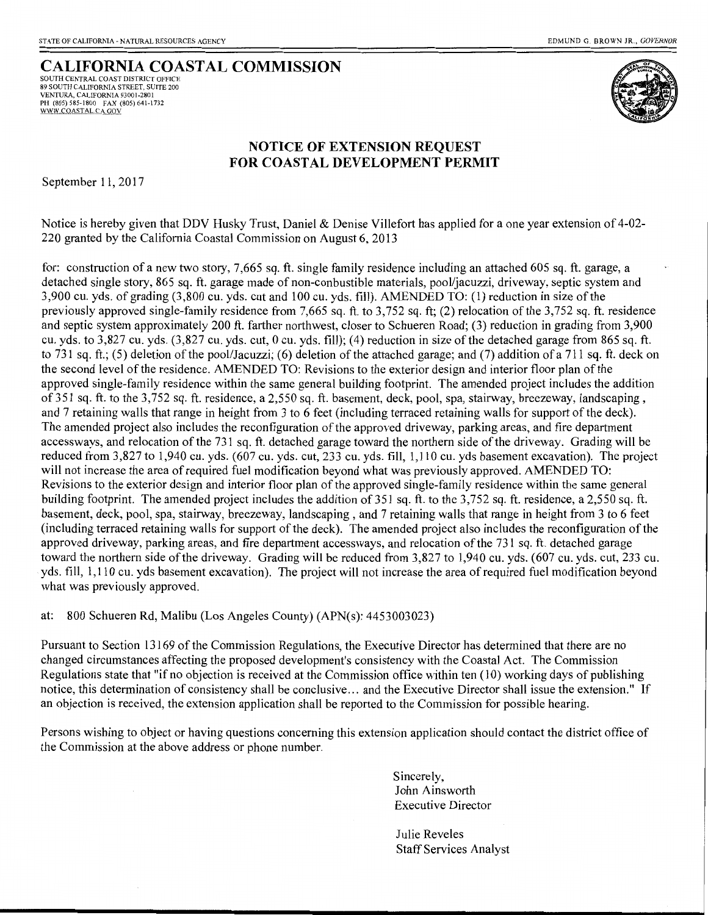STATE OF CALIFORNIA - NATURAL RESOURCES AGENCY

EDMUND G. BROWN JR., *GOVERNOR*

# CALIFORNIA COASTAL COMMISSION

SOUTH CENTRAL COAST DISTRICT OFFICE
89 SOUTH CALIFORNIA STREET, SUITE 200
VENTURA, CALIFORNIA 93001-2801
PH (805) 585-1800 FAX (805) 641-1732
WWW.COASTAL.CA.GOV

## NOTICE OF EXTENSION REQUEST FOR COASTAL DEVELOPMENT PERMIT

September 11, 2017

Notice is hereby given that DDV Husky Trust, Daniel & Denise Villefort has applied for a one year extension of 4-02-220 granted by the California Coastal Commission on August 6, 2013

for: construction of a new two story, 7,665 sq. ft. single family residence including an attached 605 sq. ft. garage, a detached single story, 865 sq. ft. garage made of non-conbustible materials, pool/jacuzzi, driveway, septic system and 3,900 cu. yds. of grading (3,800 cu. yds. cut and 100 cu. yds. fill). AMENDED TO: (1) reduction in size of the previously approved single-family residence from 7,665 sq. ft. to 3,752 sq. ft; (2) relocation of the 3,752 sq. ft. residence and septic system approximately 200 ft. farther northwest, closer to Schueren Road; (3) reduction in grading from 3,900 cu. yds. to 3,827 cu. yds. (3,827 cu. yds. cut, 0 cu. yds. fill); (4) reduction in size of the detached garage from 865 sq. ft. to 731 sq. ft.; (5) deletion of the pool/Jacuzzi; (6) deletion of the attached garage; and (7) addition of a 711 sq. ft. deck on the second level of the residence. AMENDED TO: Revisions to the exterior design and interior floor plan of the approved single-family residence within the same general building footprint. The amended project includes the addition of 351 sq. ft. to the 3,752 sq. ft. residence, a 2,550 sq. ft. basement, deck, pool, spa, stairway, breezeway, landscaping , and 7 retaining walls that range in height from 3 to 6 feet (including terraced retaining walls for support of the deck). The amended project also includes the reconfiguration of the approved driveway, parking areas, and fire department accessways, and relocation of the 731 sq. ft. detached garage toward the northern side of the driveway. Grading will be reduced from 3,827 to 1,940 cu. yds. (607 cu. yds. cut, 233 cu. yds. fill, 1,110 cu. yds basement excavation). The project will not increase the area of required fuel modification beyond what was previously approved. AMENDED TO: Revisions to the exterior design and interior floor plan of the approved single-family residence within the same general building footprint. The amended project includes the addition of 351 sq. ft. to the 3,752 sq. ft. residence, a 2,550 sq. ft. basement, deck, pool, spa, stairway, breezeway, landscaping , and 7 retaining walls that range in height from 3 to 6 feet (including terraced retaining walls for support of the deck). The amended project also includes the reconfiguration of the approved driveway, parking areas, and fire department accessways, and relocation of the 731 sq. ft. detached garage toward the northern side of the driveway. Grading will be reduced from 3,827 to 1,940 cu. yds. (607 cu. yds. cut, 233 cu. yds. fill, 1,110 cu. yds basement excavation). The project will not increase the area of required fuel modification beyond what was previously approved.

at: 800 Schueren Rd, Malibu (Los Angeles County) (APN(s): 4453003023)

Pursuant to Section 13169 of the Commission Regulations, the Executive Director has determined that there are no changed circumstances affecting the proposed development's consistency with the Coastal Act. The Commission Regulations state that "if no objection is received at the Commission office within ten (10) working days of publishing notice, this determination of consistency shall be conclusive... and the Executive Director shall issue the extension." If an objection is received, the extension application shall be reported to the Commission for possible hearing.

Persons wishing to object or having questions concerning this extension application should contact the district office of the Commission at the above address or phone number.

Sincerely,
John Ainsworth
Executive Director

Julie Reveles
Staff Services Analyst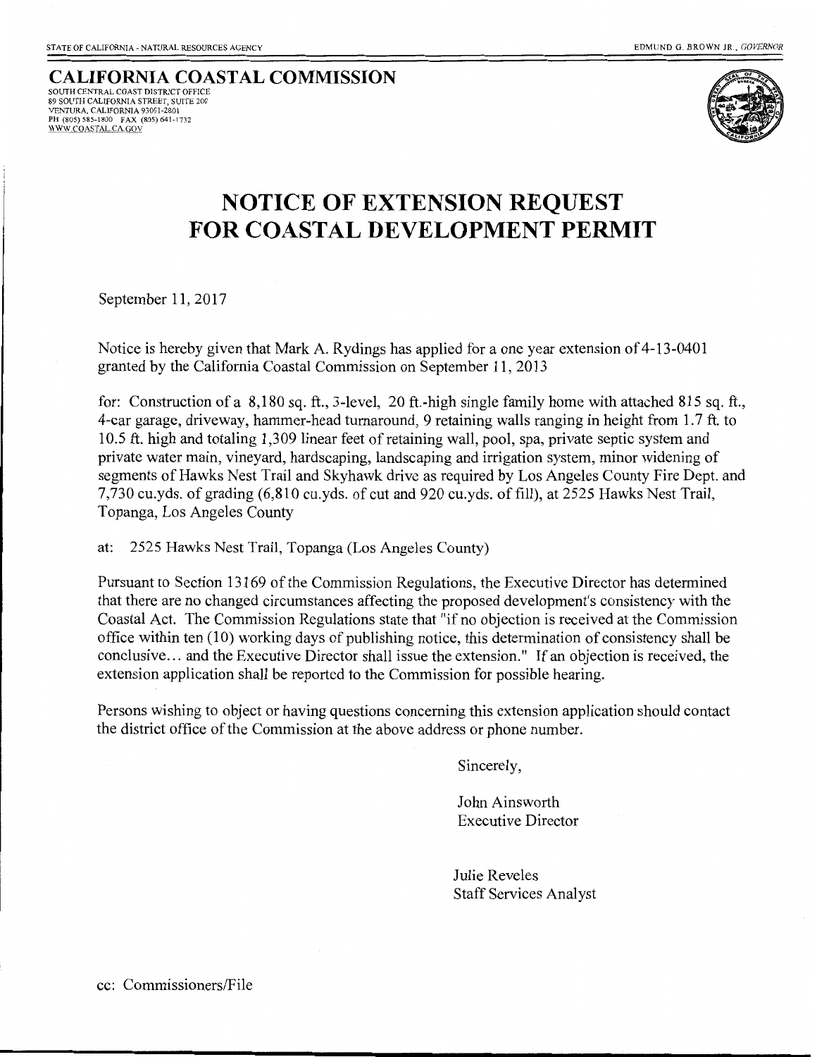STATE OF CALIFORNIA - NATURAL RESOURCES AGENCY

EDMUND G. BROWN JR., *GOVERNOR*

**CALIFORNIA COASTAL COMMISSION**
SOUTH CENTRAL COAST DISTRICT OFFICE
89 SOUTH CALIFORNIA STREET, SUITE 200
VENTURA, CALIFORNIA 93001-2801
PH (805) 585-1800 FAX (805) 641-1732
WWW.COASTAL.CA.GOV

# NOTICE OF EXTENSION REQUEST FOR COASTAL DEVELOPMENT PERMIT

September 11, 2017

Notice is hereby given that Mark A. Rydings has applied for a one year extension of 4-13-0401 granted by the California Coastal Commission on September 11, 2013

for: Construction of a 8,180 sq. ft., 3-level, 20 ft.-high single family home with attached 815 sq. ft., 4-car garage, driveway, hammer-head turnaround, 9 retaining walls ranging in height from 1.7 ft. to 10.5 ft. high and totaling 1,309 linear feet of retaining wall, pool, spa, private septic system and private water main, vineyard, hardscaping, landscaping and irrigation system, minor widening of segments of Hawks Nest Trail and Skyhawk drive as required by Los Angeles County Fire Dept. and 7,730 cu.yds. of grading (6,810 cu.yds. of cut and 920 cu.yds. of fill), at 2525 Hawks Nest Trail, Topanga, Los Angeles County

at: 2525 Hawks Nest Trail, Topanga (Los Angeles County)

Pursuant to Section 13169 of the Commission Regulations, the Executive Director has determined that there are no changed circumstances affecting the proposed development's consistency with the Coastal Act. The Commission Regulations state that "if no objection is received at the Commission office within ten (10) working days of publishing notice, this determination of consistency shall be conclusive... and the Executive Director shall issue the extension." If an objection is received, the extension application shall be reported to the Commission for possible hearing.

Persons wishing to object or having questions concerning this extension application should contact the district office of the Commission at the above address or phone number.

Sincerely,

John Ainsworth
Executive Director

Julie Reveles
Staff Services Analyst

cc: Commissioners/File